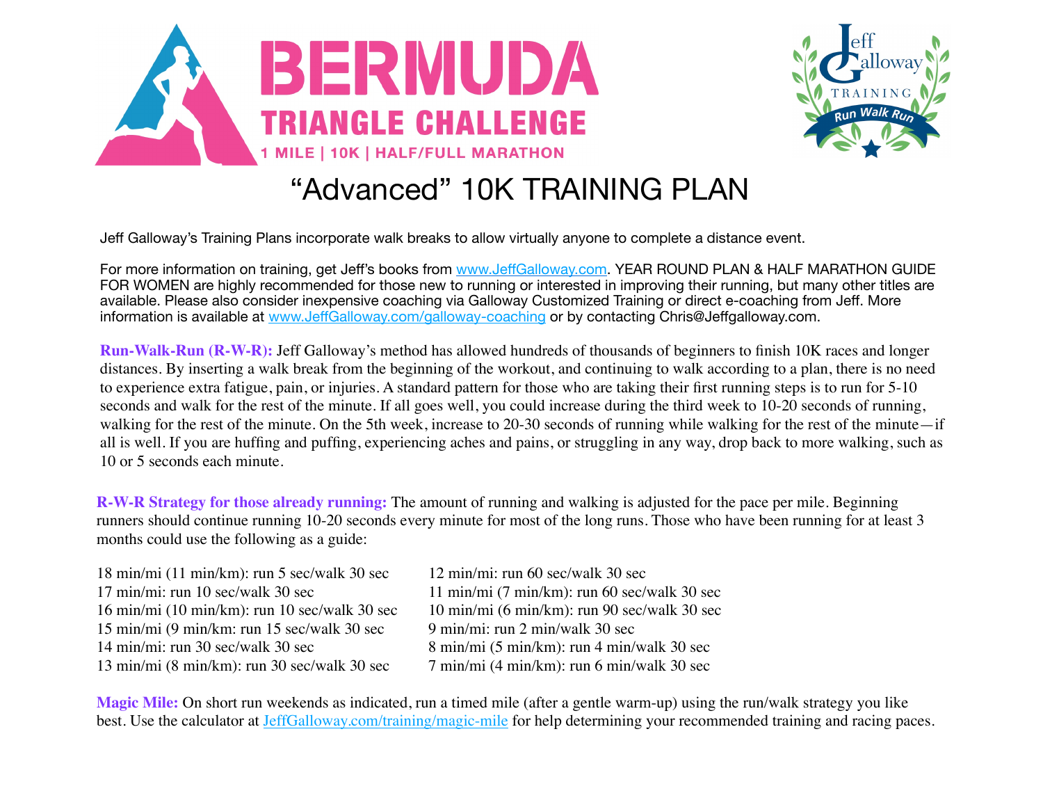# BERMUDA TRIANGLE CHALLENGE

**1 MILE | 10K | HALF/FULL MARATHON**

Jeff Galloway TRAINING Run Walk Run

## "Advanced" 10K TRAINING PLAN

Jeff Galloway's Training Plans incorporate walk breaks to allow virtually anyone to complete a distance event.

For more information on training, get Jeff's books from www.JeffGalloway.com. YEAR ROUND PLAN & HALF MARATHON GUIDE FOR WOMEN are highly recommended for those new to running or interested in improving their running, but many other titles are available. Please also consider inexpensive coaching via Galloway Customized Training or direct e-coaching from Jeff. More information is available at www.JeffGalloway.com/galloway-coaching or by contacting Chris@Jeffgalloway.com.

**Run-Walk-Run (R-W-R):** Jeff Galloway's method has allowed hundreds of thousands of beginners to finish 10K races and longer distances. By inserting a walk break from the beginning of the workout, and continuing to walk according to a plan, there is no need to experience extra fatigue, pain, or injuries. A standard pattern for those who are taking their first running steps is to run for 5-10 seconds and walk for the rest of the minute. If all goes well, you could increase during the third week to 10-20 seconds of running, walking for the rest of the minute. On the 5th week, increase to 20-30 seconds of running while walking for the rest of the minute—if all is well. If you are huffing and puffing, experiencing aches and pains, or struggling in any way, drop back to more walking, such as 10 or 5 seconds each minute.

**R-W-R Strategy for those already running:** The amount of running and walking is adjusted for the pace per mile. Beginning runners should continue running 10-20 seconds every minute for most of the long runs. Those who have been running for at least 3 months could use the following as a guide:

18 min/mi (11 min/km): run 5 sec/walk 30 sec
17 min/mi: run 10 sec/walk 30 sec
16 min/mi (10 min/km): run 10 sec/walk 30 sec
15 min/mi (9 min/km: run 15 sec/walk 30 sec
14 min/mi: run 30 sec/walk 30 sec
13 min/mi (8 min/km): run 30 sec/walk 30 sec
12 min/mi: run 60 sec/walk 30 sec
11 min/mi (7 min/km): run 60 sec/walk 30 sec
10 min/mi (6 min/km): run 90 sec/walk 30 sec
9 min/mi: run 2 min/walk 30 sec
8 min/mi (5 min/km): run 4 min/walk 30 sec
7 min/mi (4 min/km): run 6 min/walk 30 sec

**Magic Mile:** On short run weekends as indicated, run a timed mile (after a gentle warm-up) using the run/walk strategy you like best. Use the calculator at JeffGalloway.com/training/magic-mile for help determining your recommended training and racing paces.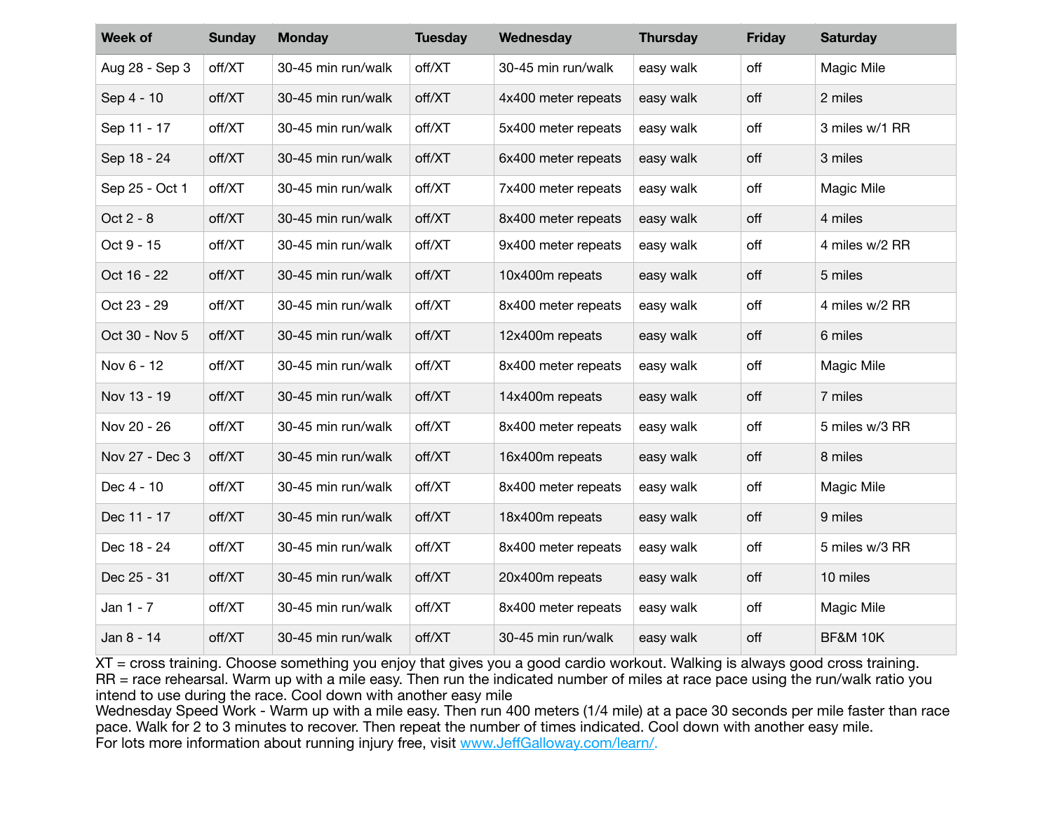| Week of | Sunday | Monday | Tuesday | Wednesday | Thursday | Friday | Saturday |
|---|---|---|---|---|---|---|---|
| Aug 28 - Sep 3 | off/XT | 30-45 min run/walk | off/XT | 30-45 min run/walk | easy walk | off | Magic Mile |
| Sep 4 - 10 | off/XT | 30-45 min run/walk | off/XT | 4x400 meter repeats | easy walk | off | 2 miles |
| Sep 11 - 17 | off/XT | 30-45 min run/walk | off/XT | 5x400 meter repeats | easy walk | off | 3 miles w/1 RR |
| Sep 18 - 24 | off/XT | 30-45 min run/walk | off/XT | 6x400 meter repeats | easy walk | off | 3 miles |
| Sep 25 - Oct 1 | off/XT | 30-45 min run/walk | off/XT | 7x400 meter repeats | easy walk | off | Magic Mile |
| Oct 2 - 8 | off/XT | 30-45 min run/walk | off/XT | 8x400 meter repeats | easy walk | off | 4 miles |
| Oct 9 - 15 | off/XT | 30-45 min run/walk | off/XT | 9x400 meter repeats | easy walk | off | 4 miles w/2 RR |
| Oct 16 - 22 | off/XT | 30-45 min run/walk | off/XT | 10x400m repeats | easy walk | off | 5 miles |
| Oct 23 - 29 | off/XT | 30-45 min run/walk | off/XT | 8x400 meter repeats | easy walk | off | 4 miles w/2 RR |
| Oct 30 - Nov 5 | off/XT | 30-45 min run/walk | off/XT | 12x400m repeats | easy walk | off | 6 miles |
| Nov 6 - 12 | off/XT | 30-45 min run/walk | off/XT | 8x400 meter repeats | easy walk | off | Magic Mile |
| Nov 13 - 19 | off/XT | 30-45 min run/walk | off/XT | 14x400m repeats | easy walk | off | 7 miles |
| Nov 20 - 26 | off/XT | 30-45 min run/walk | off/XT | 8x400 meter repeats | easy walk | off | 5 miles w/3 RR |
| Nov 27 - Dec 3 | off/XT | 30-45 min run/walk | off/XT | 16x400m repeats | easy walk | off | 8 miles |
| Dec 4 - 10 | off/XT | 30-45 min run/walk | off/XT | 8x400 meter repeats | easy walk | off | Magic Mile |
| Dec 11 - 17 | off/XT | 30-45 min run/walk | off/XT | 18x400m repeats | easy walk | off | 9 miles |
| Dec 18 - 24 | off/XT | 30-45 min run/walk | off/XT | 8x400 meter repeats | easy walk | off | 5 miles w/3 RR |
| Dec 25 - 31 | off/XT | 30-45 min run/walk | off/XT | 20x400m repeats | easy walk | off | 10 miles |
| Jan 1 - 7 | off/XT | 30-45 min run/walk | off/XT | 8x400 meter repeats | easy walk | off | Magic Mile |
| Jan 8 - 14 | off/XT | 30-45 min run/walk | off/XT | 30-45 min run/walk | easy walk | off | BF&M 10K |

XT = cross training. Choose something you enjoy that gives you a good cardio workout. Walking is always good cross training.
RR = race rehearsal. Warm up with a mile easy. Then run the indicated number of miles at race pace using the run/walk ratio you intend to use during the race. Cool down with another easy mile
Wednesday Speed Work - Warm up with a mile easy. Then run 400 meters (1/4 mile) at a pace 30 seconds per mile faster than race pace. Walk for 2 to 3 minutes to recover. Then repeat the number of times indicated. Cool down with another easy mile.
For lots more information about running injury free, visit www.JeffGalloway.com/learn/.